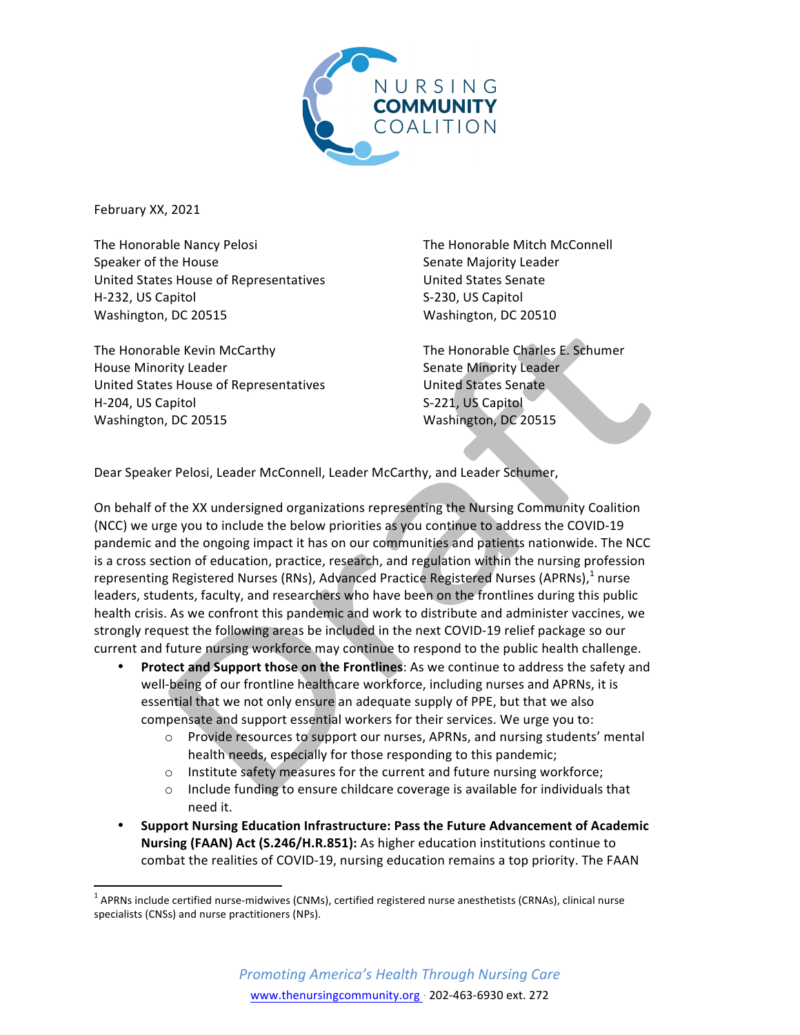NURSING COMMUNITY COALITION

February XX, 2021

The Honorable Nancy Pelosi
Speaker of the House
United States House of Representatives
H-232, US Capitol
Washington, DC 20515

The Honorable Mitch McConnell
Senate Majority Leader
United States Senate
S-230, US Capitol
Washington, DC 20510

The Honorable Kevin McCarthy
House Minority Leader
United States House of Representatives
H-204, US Capitol
Washington, DC 20515

The Honorable Charles E. Schumer
Senate Minority Leader
United States Senate
S-221, US Capitol
Washington, DC 20515

Dear Speaker Pelosi, Leader McConnell, Leader McCarthy, and Leader Schumer,

On behalf of the XX undersigned organizations representing the Nursing Community Coalition (NCC) we urge you to include the below priorities as you continue to address the COVID-19 pandemic and the ongoing impact it has on our communities and patients nationwide. The NCC is a cross section of education, practice, research, and regulation within the nursing profession representing Registered Nurses (RNs), Advanced Practice Registered Nurses (APRNs),[1] nurse leaders, students, faculty, and researchers who have been on the frontlines during this public health crisis. As we confront this pandemic and work to distribute and administer vaccines, we strongly request the following areas be included in the next COVID-19 relief package so our current and future nursing workforce may continue to respond to the public health challenge.

- **Protect and Support those on the Frontlines**: As we continue to address the safety and well-being of our frontline healthcare workforce, including nurses and APRNs, it is essential that we not only ensure an adequate supply of PPE, but that we also compensate and support essential workers for their services. We urge you to:
  - Provide resources to support our nurses, APRNs, and nursing students' mental health needs, especially for those responding to this pandemic;
  - Institute safety measures for the current and future nursing workforce;
  - Include funding to ensure childcare coverage is available for individuals that need it.
- **Support Nursing Education Infrastructure: Pass the Future Advancement of Academic Nursing (FAAN) Act (S.246/H.R.851):** As higher education institutions continue to combat the realities of COVID-19, nursing education remains a top priority. The FAAN

[1] APRNs include certified nurse-midwives (CNMs), certified registered nurse anesthetists (CRNAs), clinical nurse specialists (CNSs) and nurse practitioners (NPs).

*Promoting America's Health Through Nursing Care*
www.thenursingcommunity.org · 202-463-6930 ext. 272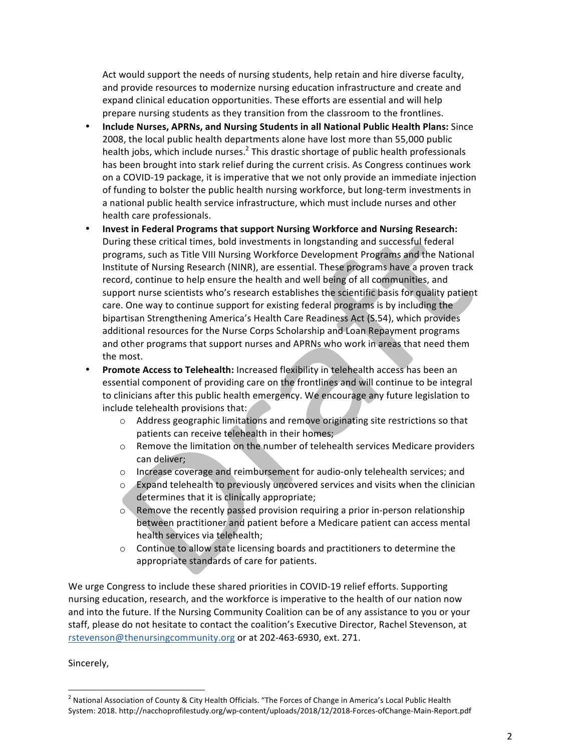Act would support the needs of nursing students, help retain and hire diverse faculty, and provide resources to modernize nursing education infrastructure and create and expand clinical education opportunities. These efforts are essential and will help prepare nursing students as they transition from the classroom to the frontlines.

- **Include Nurses, APRNs, and Nursing Students in all National Public Health Plans:** Since 2008, the local public health departments alone have lost more than 55,000 public health jobs, which include nurses.[2] This drastic shortage of public health professionals has been brought into stark relief during the current crisis. As Congress continues work on a COVID-19 package, it is imperative that we not only provide an immediate injection of funding to bolster the public health nursing workforce, but long-term investments in a national public health service infrastructure, which must include nurses and other health care professionals.
- **Invest in Federal Programs that support Nursing Workforce and Nursing Research:** During these critical times, bold investments in longstanding and successful federal programs, such as Title VIII Nursing Workforce Development Programs and the National Institute of Nursing Research (NINR), are essential. These programs have a proven track record, continue to help ensure the health and well being of all communities, and support nurse scientists who's research establishes the scientific basis for quality patient care. One way to continue support for existing federal programs is by including the bipartisan Strengthening America's Health Care Readiness Act (S.54), which provides additional resources for the Nurse Corps Scholarship and Loan Repayment programs and other programs that support nurses and APRNs who work in areas that need them the most.
- **Promote Access to Telehealth:** Increased flexibility in telehealth access has been an essential component of providing care on the frontlines and will continue to be integral to clinicians after this public health emergency. We encourage any future legislation to include telehealth provisions that:
  - Address geographic limitations and remove originating site restrictions so that patients can receive telehealth in their homes;
  - Remove the limitation on the number of telehealth services Medicare providers can deliver;
  - Increase coverage and reimbursement for audio-only telehealth services; and
  - Expand telehealth to previously uncovered services and visits when the clinician determines that it is clinically appropriate;
  - Remove the recently passed provision requiring a prior in-person relationship between practitioner and patient before a Medicare patient can access mental health services via telehealth;
  - Continue to allow state licensing boards and practitioners to determine the appropriate standards of care for patients.

We urge Congress to include these shared priorities in COVID-19 relief efforts. Supporting nursing education, research, and the workforce is imperative to the health of our nation now and into the future. If the Nursing Community Coalition can be of any assistance to you or your staff, please do not hesitate to contact the coalition's Executive Director, Rachel Stevenson, at rstevenson@thenursingcommunity.org or at 202-463-6930, ext. 271.

Sincerely,

---

[2] National Association of County & City Health Officials. "The Forces of Change in America's Local Public Health System: 2018. http://nacchoprofilestudy.org/wp-content/uploads/2018/12/2018-Forces-ofChange-Main-Report.pdf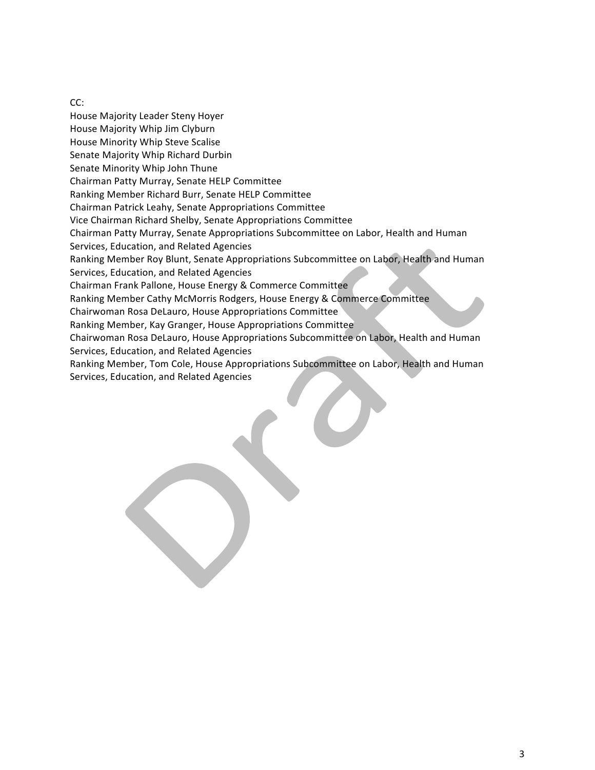CC:

House Majority Leader Steny Hoyer  
House Majority Whip Jim Clyburn  
House Minority Whip Steve Scalise  
Senate Majority Whip Richard Durbin  
Senate Minority Whip John Thune  
Chairman Patty Murray, Senate HELP Committee  
Ranking Member Richard Burr, Senate HELP Committee  
Chairman Patrick Leahy, Senate Appropriations Committee  
Vice Chairman Richard Shelby, Senate Appropriations Committee  
Chairman Patty Murray, Senate Appropriations Subcommittee on Labor, Health and Human Services, Education, and Related Agencies  
Ranking Member Roy Blunt, Senate Appropriations Subcommittee on Labor, Health and Human Services, Education, and Related Agencies  
Chairman Frank Pallone, House Energy & Commerce Committee  
Ranking Member Cathy McMorris Rodgers, House Energy & Commerce Committee  
Chairwoman Rosa DeLauro, House Appropriations Committee  
Ranking Member, Kay Granger, House Appropriations Committee  
Chairwoman Rosa DeLauro, House Appropriations Subcommittee on Labor, Health and Human Services, Education, and Related Agencies  
Ranking Member, Tom Cole, House Appropriations Subcommittee on Labor, Health and Human Services, Education, and Related Agencies

Draft